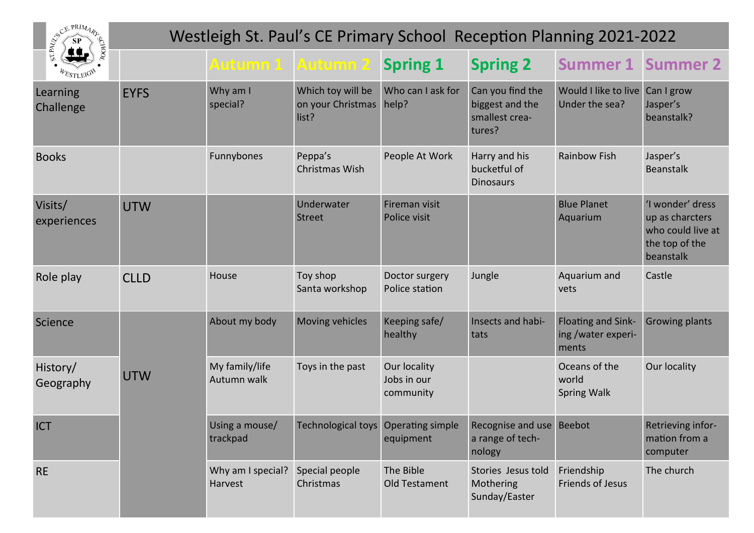# Westleigh St. Paul's CE Primary School Reception Planning 2021-2022

| | | Autumn 1 | Autumn 2 | Spring 1 | Spring 2 | Summer 1 | Summer 2 |
|---|---|---|---|---|---|---|---|
| Learning Challenge | EYFS | Why am I special? | Which toy will be on your Christmas list? | Who can I ask for help? | Can you find the biggest and the smallest creatures? | Would I like to live Under the sea? | Can I grow Jasper's beanstalk? |
| Books | | Funnybones | Peppa's Christmas Wish | People At Work | Harry and his bucketful of Dinosaurs | Rainbow Fish | Jasper's Beanstalk |
| Visits/ experiences | UTW | | Underwater Street | Fireman visit<br>Police visit | | Blue Planet Aquarium | 'I wonder' dress up as charcters who could live at the top of the beanstalk |
| Role play | CLLD | House | Toy shop<br>Santa workshop | Doctor surgery<br>Police station | Jungle | Aquarium and vets | Castle |
| Science | UTW | About my body | Moving vehicles | Keeping safe/ healthy | Insects and habitats | Floating and Sinking /water experiments | Growing plants |
| History/ Geography | UTW | My family/life<br>Autumn walk | Toys in the past | Our locality<br>Jobs in our community | | Oceans of the world<br>Spring Walk | Our locality |
| ICT | UTW | Using a mouse/ trackpad | Technological toys | Operating simple equipment | Recognise and use a range of technology | Beebot | Retrieving information from a computer |
| RE | UTW | Why am I special?<br>Harvest | Special people<br>Christmas | The Bible<br>Old Testament | Stories Jesus told<br>Mothering Sunday/Easter | Friendship<br>Friends of Jesus | The church |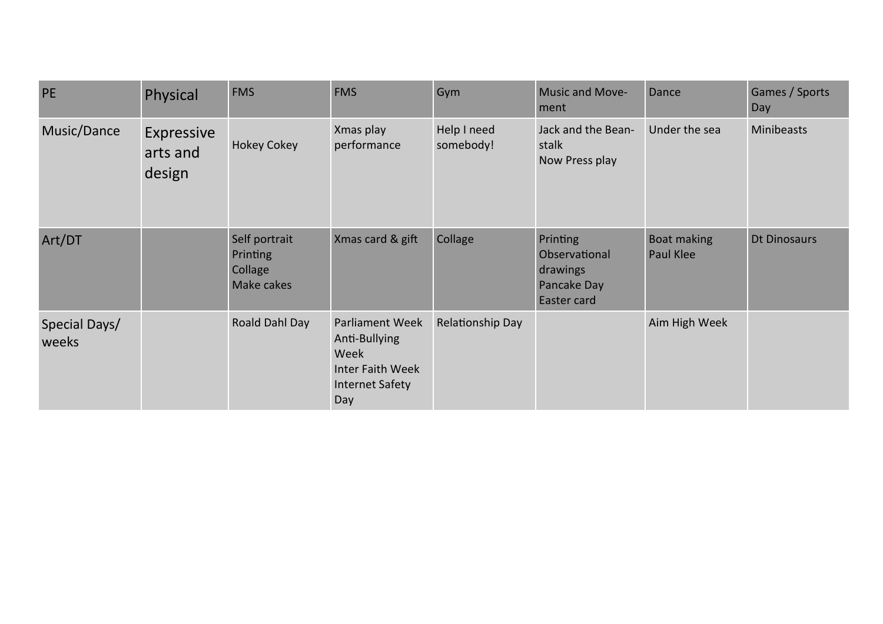| | | | | | | | |
|---|---|---|---|---|---|---|---|
| PE | Physical | FMS | FMS | Gym | Music and Move-ment | Dance | Games / Sports Day |
| Music/Dance | Expressive arts and design | Hokey Cokey | Xmas play performance | Help I need somebody! | Jack and the Bean-stalk<br>Now Press play | Under the sea | Minibeasts |
| Art/DT | | Self portrait<br>Printing<br>Collage<br>Make cakes | Xmas card & gift | Collage | Printing<br>Observational drawings<br>Pancake Day<br>Easter card | Boat making<br>Paul Klee | Dt Dinosaurs |
| Special Days/ weeks | | Roald Dahl Day | Parliament Week<br>Anti-Bullying Week<br>Inter Faith Week<br>Internet Safety Day | Relationship Day | | Aim High Week | |